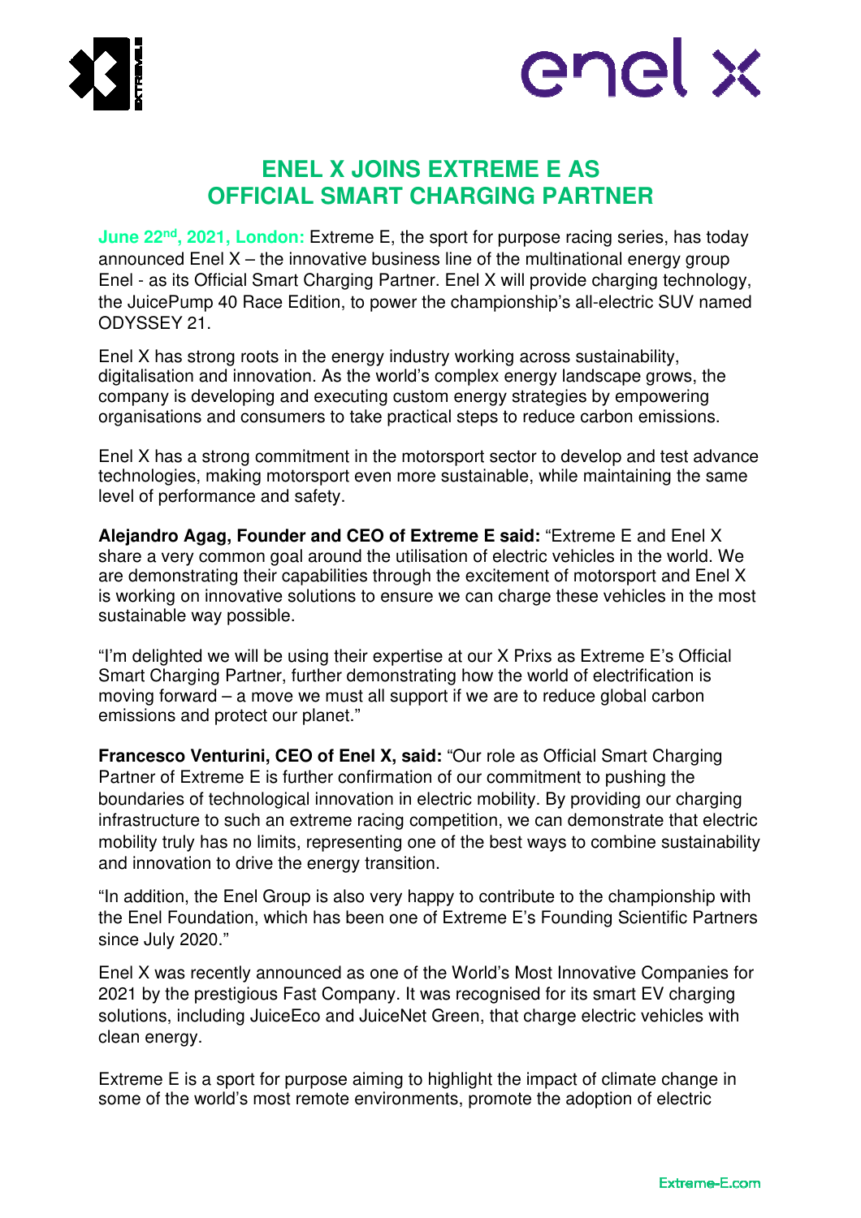# ENEL X JOINS EXTREME E AS OFFICIAL SMART CHARGING PARTNER

**June 22nd, 2021, London:** Extreme E, the sport for purpose racing series, has today announced Enel X – the innovative business line of the multinational energy group Enel - as its Official Smart Charging Partner. Enel X will provide charging technology, the JuicePump 40 Race Edition, to power the championship's all-electric SUV named ODYSSEY 21.

Enel X has strong roots in the energy industry working across sustainability, digitalisation and innovation. As the world's complex energy landscape grows, the company is developing and executing custom energy strategies by empowering organisations and consumers to take practical steps to reduce carbon emissions.

Enel X has a strong commitment in the motorsport sector to develop and test advance technologies, making motorsport even more sustainable, while maintaining the same level of performance and safety.

**Alejandro Agag, Founder and CEO of Extreme E said:** "Extreme E and Enel X share a very common goal around the utilisation of electric vehicles in the world. We are demonstrating their capabilities through the excitement of motorsport and Enel X is working on innovative solutions to ensure we can charge these vehicles in the most sustainable way possible.

"I'm delighted we will be using their expertise at our X Prixs as Extreme E's Official Smart Charging Partner, further demonstrating how the world of electrification is moving forward – a move we must all support if we are to reduce global carbon emissions and protect our planet."

**Francesco Venturini, CEO of Enel X, said:** "Our role as Official Smart Charging Partner of Extreme E is further confirmation of our commitment to pushing the boundaries of technological innovation in electric mobility. By providing our charging infrastructure to such an extreme racing competition, we can demonstrate that electric mobility truly has no limits, representing one of the best ways to combine sustainability and innovation to drive the energy transition.

"In addition, the Enel Group is also very happy to contribute to the championship with the Enel Foundation, which has been one of Extreme E's Founding Scientific Partners since July 2020."

Enel X was recently announced as one of the World's Most Innovative Companies for 2021 by the prestigious Fast Company. It was recognised for its smart EV charging solutions, including JuiceEco and JuiceNet Green, that charge electric vehicles with clean energy.

Extreme E is a sport for purpose aiming to highlight the impact of climate change in some of the world's most remote environments, promote the adoption of electric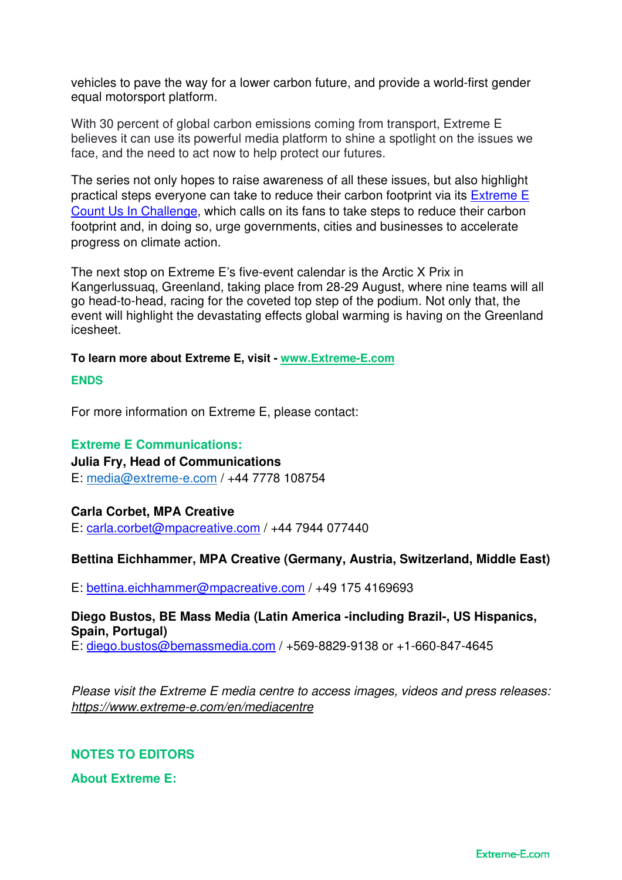vehicles to pave the way for a lower carbon future, and provide a world-first gender equal motorsport platform.

With 30 percent of global carbon emissions coming from transport, Extreme E believes it can use its powerful media platform to shine a spotlight on the issues we face, and the need to act now to help protect our futures.

The series not only hopes to raise awareness of all these issues, but also highlight practical steps everyone can take to reduce their carbon footprint via its [Extreme E Count Us In Challenge](), which calls on its fans to take steps to reduce their carbon footprint and, in doing so, urge governments, cities and businesses to accelerate progress on climate action.

The next stop on Extreme E's five-event calendar is the Arctic X Prix in Kangerlussuaq, Greenland, taking place from 28-29 August, where nine teams will all go head-to-head, racing for the coveted top step of the podium. Not only that, the event will highlight the devastating effects global warming is having on the Greenland icesheet.

**To learn more about Extreme E, visit - [www.Extreme-E.com](www.Extreme-E.com)**

**ENDS**

For more information on Extreme E, please contact:

**Extreme E Communications:**

**Julia Fry, Head of Communications**
E: media@extreme-e.com / +44 7778 108754

**Carla Corbet, MPA Creative**
E: carla.corbet@mpacreative.com / +44 7944 077440

**Bettina Eichhammer, MPA Creative (Germany, Austria, Switzerland, Middle East)**

E: bettina.eichhammer@mpacreative.com / +49 175 4169693

**Diego Bustos, BE Mass Media (Latin America -including Brazil-, US Hispanics, Spain, Portugal)**
E: diego.bustos@bemassmedia.com / +569-8829-9138 or +1-660-847-4645

*Please visit the Extreme E media centre to access images, videos and press releases: https://www.extreme-e.com/en/mediacentre*

## NOTES TO EDITORS

### About Extreme E: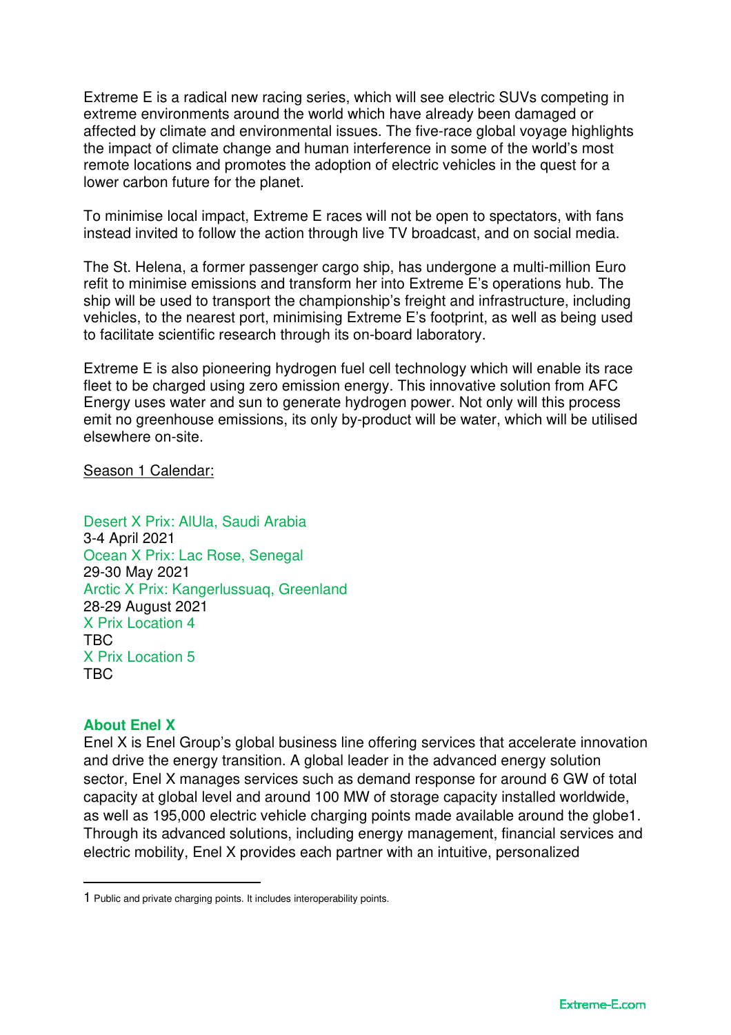Extreme E is a radical new racing series, which will see electric SUVs competing in extreme environments around the world which have already been damaged or affected by climate and environmental issues. The five-race global voyage highlights the impact of climate change and human interference in some of the world's most remote locations and promotes the adoption of electric vehicles in the quest for a lower carbon future for the planet.

To minimise local impact, Extreme E races will not be open to spectators, with fans instead invited to follow the action through live TV broadcast, and on social media.

The St. Helena, a former passenger cargo ship, has undergone a multi-million Euro refit to minimise emissions and transform her into Extreme E's operations hub. The ship will be used to transport the championship's freight and infrastructure, including vehicles, to the nearest port, minimising Extreme E's footprint, as well as being used to facilitate scientific research through its on-board laboratory.

Extreme E is also pioneering hydrogen fuel cell technology which will enable its race fleet to be charged using zero emission energy. This innovative solution from AFC Energy uses water and sun to generate hydrogen power. Not only will this process emit no greenhouse emissions, its only by-product will be water, which will be utilised elsewhere on-site.

Season 1 Calendar:

Desert X Prix: AlUla, Saudi Arabia
3-4 April 2021
Ocean X Prix: Lac Rose, Senegal
29-30 May 2021
Arctic X Prix: Kangerlussuaq, Greenland
28-29 August 2021
X Prix Location 4
TBC
X Prix Location 5
TBC

**About Enel X**

Enel X is Enel Group's global business line offering services that accelerate innovation and drive the energy transition. A global leader in the advanced energy solution sector, Enel X manages services such as demand response for around 6 GW of total capacity at global level and around 100 MW of storage capacity installed worldwide, as well as 195,000 electric vehicle charging points made available around the globe[1]. Through its advanced solutions, including energy management, financial services and electric mobility, Enel X provides each partner with an intuitive, personalized

[1] Public and private charging points. It includes interoperability points.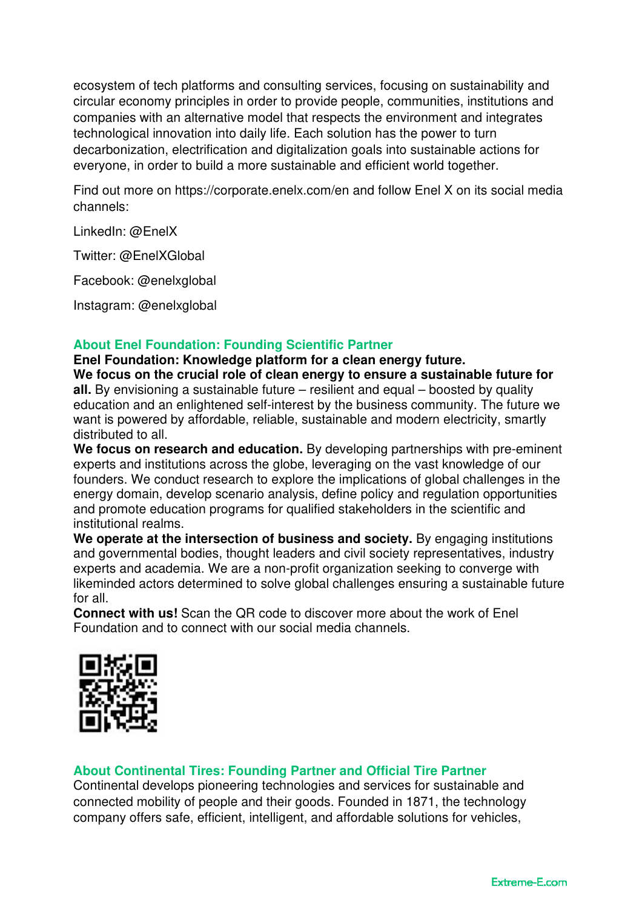ecosystem of tech platforms and consulting services, focusing on sustainability and circular economy principles in order to provide people, communities, institutions and companies with an alternative model that respects the environment and integrates technological innovation into daily life. Each solution has the power to turn decarbonization, electrification and digitalization goals into sustainable actions for everyone, in order to build a more sustainable and efficient world together.

Find out more on https://corporate.enelx.com/en and follow Enel X on its social media channels:

LinkedIn: @EnelX

Twitter: @EnelXGlobal

Facebook: @enelxglobal

Instagram: @enelxglobal

## About Enel Foundation: Founding Scientific Partner

**Enel Foundation: Knowledge platform for a clean energy future.**
**We focus on the crucial role of clean energy to ensure a sustainable future for all.** By envisioning a sustainable future – resilient and equal – boosted by quality education and an enlightened self-interest by the business community. The future we want is powered by affordable, reliable, sustainable and modern electricity, smartly distributed to all.
**We focus on research and education.** By developing partnerships with pre-eminent experts and institutions across the globe, leveraging on the vast knowledge of our founders. We conduct research to explore the implications of global challenges in the energy domain, develop scenario analysis, define policy and regulation opportunities and promote education programs for qualified stakeholders in the scientific and institutional realms.
**We operate at the intersection of business and society.** By engaging institutions and governmental bodies, thought leaders and civil society representatives, industry experts and academia. We are a non-profit organization seeking to converge with likeminded actors determined to solve global challenges ensuring a sustainable future for all.
**Connect with us!** Scan the QR code to discover more about the work of Enel Foundation and to connect with our social media channels.

## About Continental Tires: Founding Partner and Official Tire Partner

Continental develops pioneering technologies and services for sustainable and connected mobility of people and their goods. Founded in 1871, the technology company offers safe, efficient, intelligent, and affordable solutions for vehicles,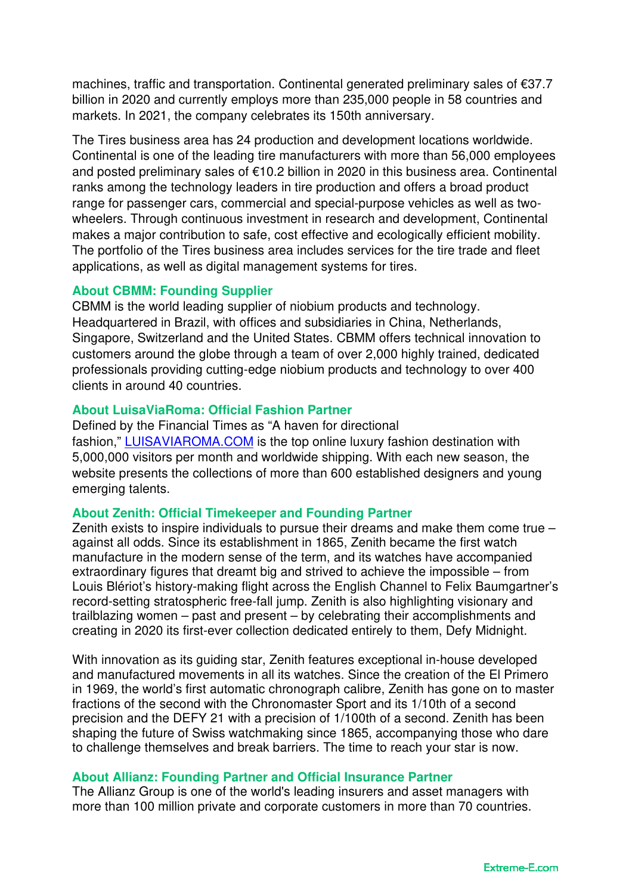machines, traffic and transportation. Continental generated preliminary sales of €37.7 billion in 2020 and currently employs more than 235,000 people in 58 countries and markets. In 2021, the company celebrates its 150th anniversary.

The Tires business area has 24 production and development locations worldwide. Continental is one of the leading tire manufacturers with more than 56,000 employees and posted preliminary sales of €10.2 billion in 2020 in this business area. Continental ranks among the technology leaders in tire production and offers a broad product range for passenger cars, commercial and special-purpose vehicles as well as two-wheelers. Through continuous investment in research and development, Continental makes a major contribution to safe, cost effective and ecologically efficient mobility. The portfolio of the Tires business area includes services for the tire trade and fleet applications, as well as digital management systems for tires.

### About CBMM: Founding Supplier

CBMM is the world leading supplier of niobium products and technology. Headquartered in Brazil, with offices and subsidiaries in China, Netherlands, Singapore, Switzerland and the United States. CBMM offers technical innovation to customers around the globe through a team of over 2,000 highly trained, dedicated professionals providing cutting-edge niobium products and technology to over 400 clients in around 40 countries.

### About LuisaViaRoma: Official Fashion Partner

Defined by the Financial Times as "A haven for directional fashion," [LUISAVIAROMA.COM](http://LUISAVIAROMA.COM) is the top online luxury fashion destination with 5,000,000 visitors per month and worldwide shipping. With each new season, the website presents the collections of more than 600 established designers and young emerging talents.

### About Zenith: Official Timekeeper and Founding Partner

Zenith exists to inspire individuals to pursue their dreams and make them come true – against all odds. Since its establishment in 1865, Zenith became the first watch manufacture in the modern sense of the term, and its watches have accompanied extraordinary figures that dreamt big and strived to achieve the impossible – from Louis Blériot's history-making flight across the English Channel to Felix Baumgartner's record-setting stratospheric free-fall jump. Zenith is also highlighting visionary and trailblazing women – past and present – by celebrating their accomplishments and creating in 2020 its first-ever collection dedicated entirely to them, Defy Midnight.

With innovation as its guiding star, Zenith features exceptional in-house developed and manufactured movements in all its watches. Since the creation of the El Primero in 1969, the world's first automatic chronograph calibre, Zenith has gone on to master fractions of the second with the Chronomaster Sport and its 1/10th of a second precision and the DEFY 21 with a precision of 1/100th of a second. Zenith has been shaping the future of Swiss watchmaking since 1865, accompanying those who dare to challenge themselves and break barriers. The time to reach your star is now.

### About Allianz: Founding Partner and Official Insurance Partner

The Allianz Group is one of the world's leading insurers and asset managers with more than 100 million private and corporate customers in more than 70 countries.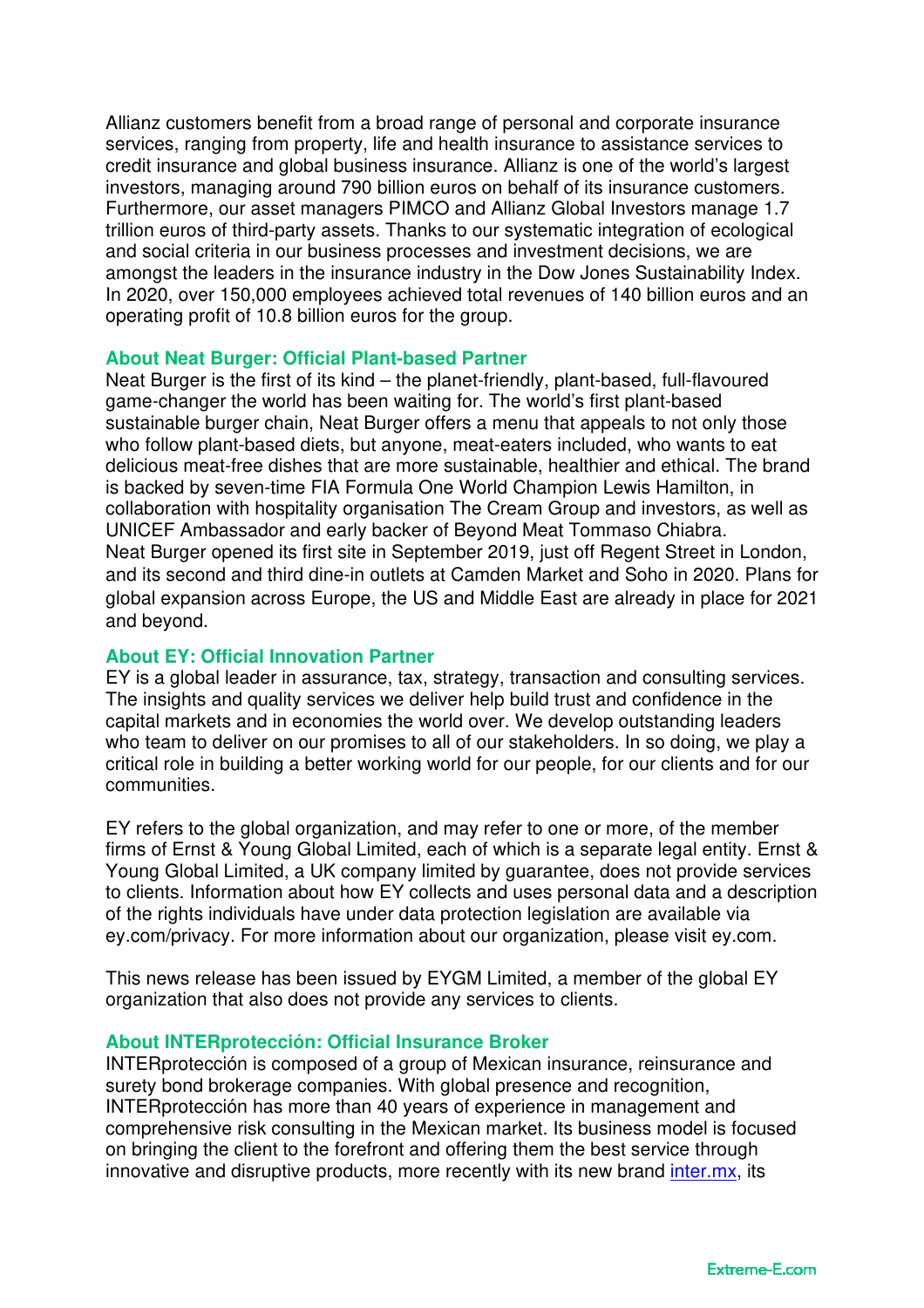Allianz customers benefit from a broad range of personal and corporate insurance services, ranging from property, life and health insurance to assistance services to credit insurance and global business insurance. Allianz is one of the world's largest investors, managing around 790 billion euros on behalf of its insurance customers. Furthermore, our asset managers PIMCO and Allianz Global Investors manage 1.7 trillion euros of third-party assets. Thanks to our systematic integration of ecological and social criteria in our business processes and investment decisions, we are amongst the leaders in the insurance industry in the Dow Jones Sustainability Index. In 2020, over 150,000 employees achieved total revenues of 140 billion euros and an operating profit of 10.8 billion euros for the group.

### About Neat Burger: Official Plant-based Partner

Neat Burger is the first of its kind – the planet-friendly, plant-based, full-flavoured game-changer the world has been waiting for. The world's first plant-based sustainable burger chain, Neat Burger offers a menu that appeals to not only those who follow plant-based diets, but anyone, meat-eaters included, who wants to eat delicious meat-free dishes that are more sustainable, healthier and ethical. The brand is backed by seven-time FIA Formula One World Champion Lewis Hamilton, in collaboration with hospitality organisation The Cream Group and investors, as well as UNICEF Ambassador and early backer of Beyond Meat Tommaso Chiabra.
Neat Burger opened its first site in September 2019, just off Regent Street in London, and its second and third dine-in outlets at Camden Market and Soho in 2020. Plans for global expansion across Europe, the US and Middle East are already in place for 2021 and beyond.

### About EY: Official Innovation Partner

EY is a global leader in assurance, tax, strategy, transaction and consulting services. The insights and quality services we deliver help build trust and confidence in the capital markets and in economies the world over. We develop outstanding leaders who team to deliver on our promises to all of our stakeholders. In so doing, we play a critical role in building a better working world for our people, for our clients and for our communities.

EY refers to the global organization, and may refer to one or more, of the member firms of Ernst & Young Global Limited, each of which is a separate legal entity. Ernst & Young Global Limited, a UK company limited by guarantee, does not provide services to clients. Information about how EY collects and uses personal data and a description of the rights individuals have under data protection legislation are available via ey.com/privacy. For more information about our organization, please visit ey.com.

This news release has been issued by EYGM Limited, a member of the global EY organization that also does not provide any services to clients.

### About INTERprotección: Official Insurance Broker

INTERprotección is composed of a group of Mexican insurance, reinsurance and surety bond brokerage companies. With global presence and recognition, INTERprotección has more than 40 years of experience in management and comprehensive risk consulting in the Mexican market. Its business model is focused on bringing the client to the forefront and offering them the best service through innovative and disruptive products, more recently with its new brand [inter.mx](inter.mx), its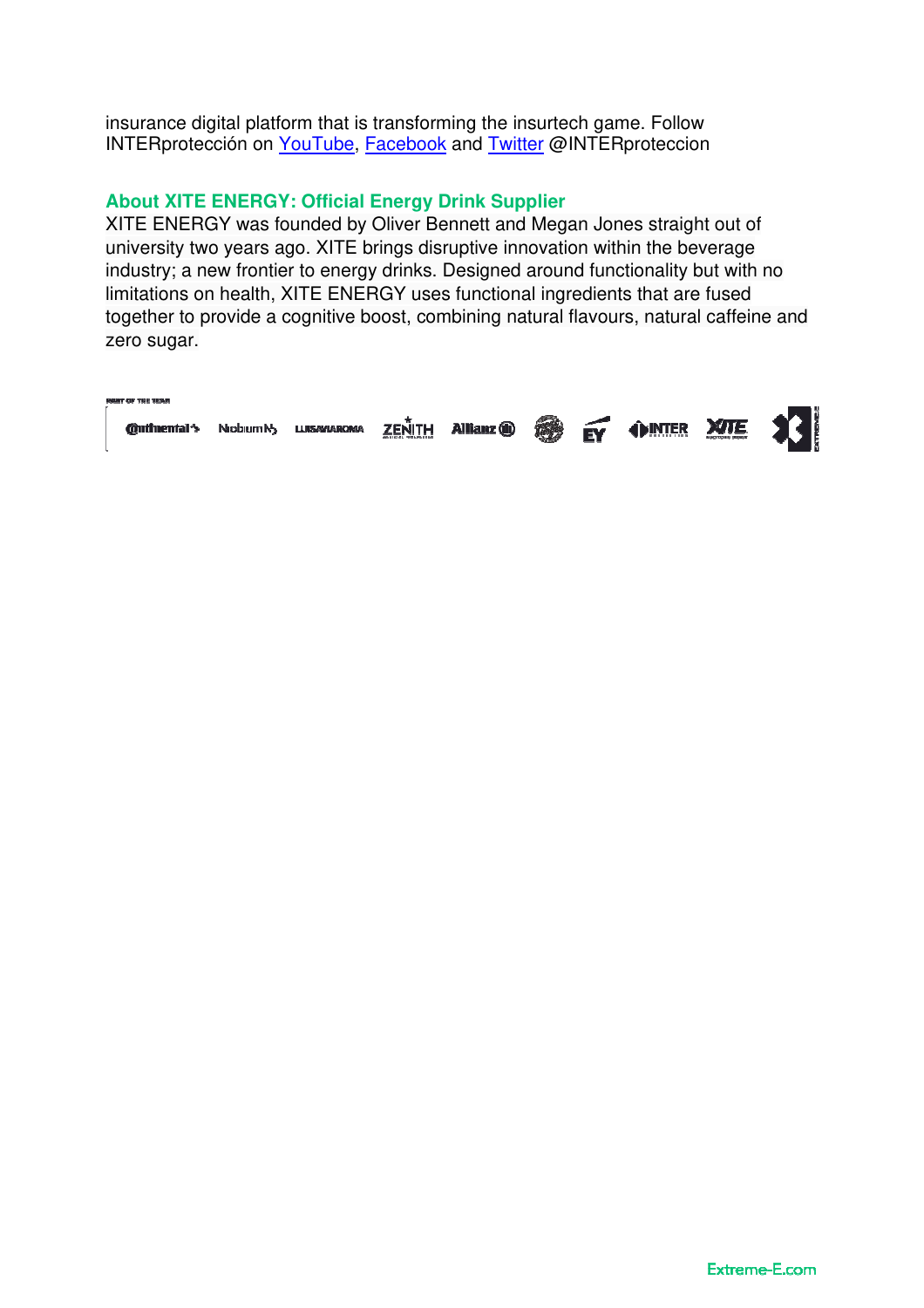insurance digital platform that is transforming the insurtech game. Follow INTERprotección on [YouTube](), [Facebook]() and [Twitter]() @INTERproteccion

**About XITE ENERGY: Official Energy Drink Supplier**

XITE ENERGY was founded by Oliver Bennett and Megan Jones straight out of university two years ago. XITE brings disruptive innovation within the beverage industry; a new frontier to energy drinks. Designed around functionality but with no limitations on health, XITE ENERGY uses functional ingredients that are fused together to provide a cognitive boost, combining natural flavours, natural caffeine and zero sugar.

PART OF THE TEAM

Continental | Niobium | LUISAVIAROMA | ZENITH | Allianz | EY | INTER | XITE | EXTREME E